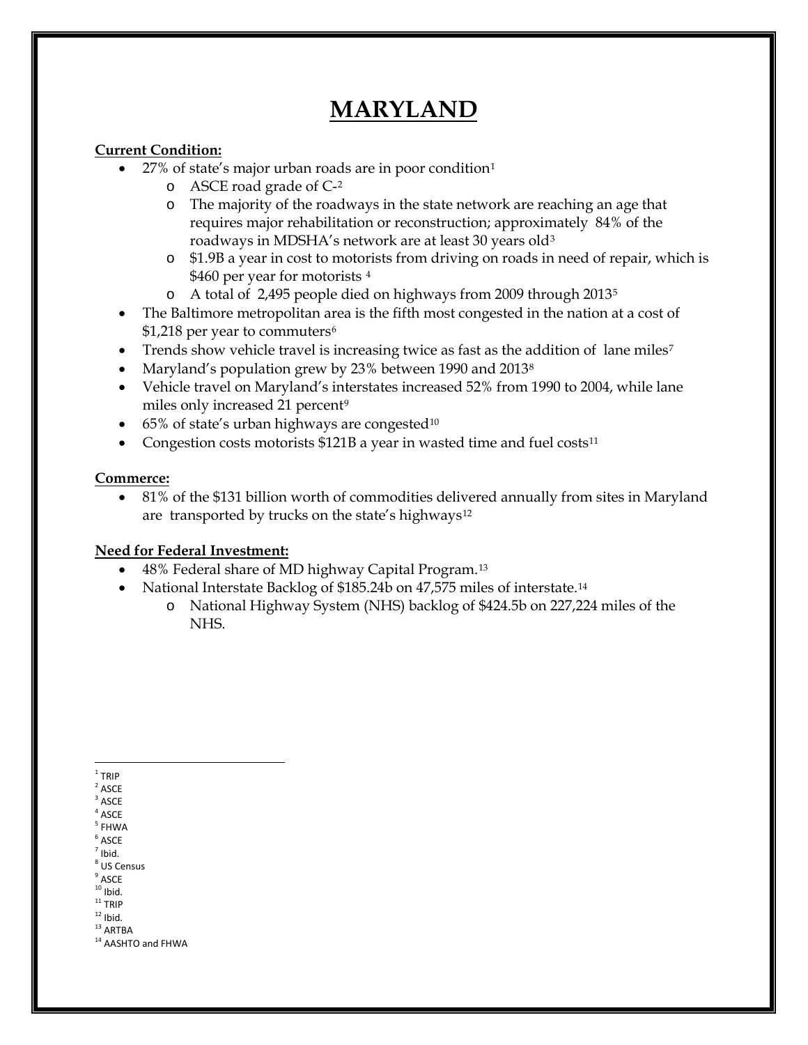# MARYLAND

**Current Condition:**

- 27% of state's major urban roads are in poor condition[1]
  - ASCE road grade of C-[2]
  - The majority of the roadways in the state network are reaching an age that requires major rehabilitation or reconstruction; approximately 84% of the roadways in MDSHA's network are at least 30 years old[3]
  - $1.9B a year in cost to motorists from driving on roads in need of repair, which is $460 per year for motorists [4]
  - A total of 2,495 people died on highways from 2009 through 2013[5]
- The Baltimore metropolitan area is the fifth most congested in the nation at a cost of $1,218 per year to commuters[6]
- Trends show vehicle travel is increasing twice as fast as the addition of lane miles[7]
- Maryland's population grew by 23% between 1990 and 2013[8]
- Vehicle travel on Maryland's interstates increased 52% from 1990 to 2004, while lane miles only increased 21 percent[9]
- 65% of state's urban highways are congested[10]
- Congestion costs motorists $121B a year in wasted time and fuel costs[11]

**Commerce:**

- 81% of the $131 billion worth of commodities delivered annually from sites in Maryland are transported by trucks on the state's highways[12]

**Need for Federal Investment:**

- 48% Federal share of MD highway Capital Program.[13]
- National Interstate Backlog of $185.24b on 47,575 miles of interstate.[14]
  - National Highway System (NHS) backlog of $424.5b on 227,224 miles of the NHS.

---

[1] TRIP
[2] ASCE
[3] ASCE
[4] ASCE
[5] FHWA
[6] ASCE
[7] Ibid.
[8] US Census
[9] ASCE
[10] Ibid.
[11] TRIP
[12] Ibid.
[13] ARTBA
[14] AASHTO and FHWA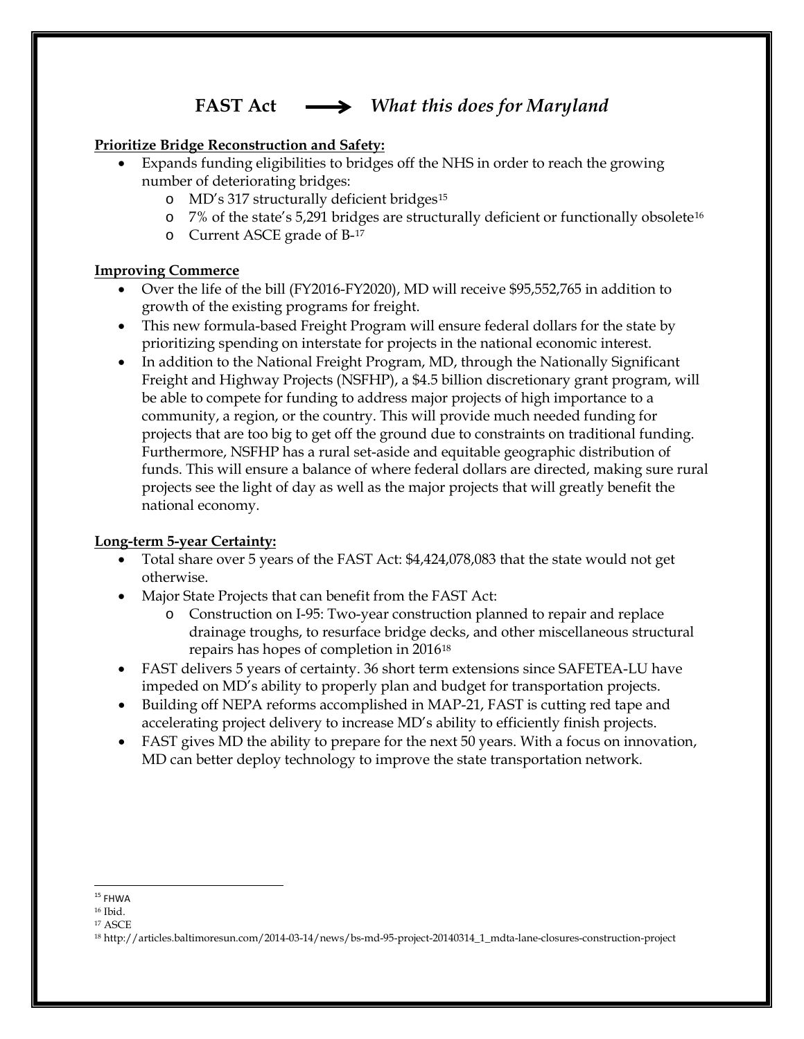# FAST Act → *What this does for Maryland*

**Prioritize Bridge Reconstruction and Safety:**

- Expands funding eligibilities to bridges off the NHS in order to reach the growing number of deteriorating bridges:
  - MD's 317 structurally deficient bridges[15]
  - 7% of the state's 5,291 bridges are structurally deficient or functionally obsolete[16]
  - Current ASCE grade of B-[17]

**Improving Commerce**

- Over the life of the bill (FY2016-FY2020), MD will receive $95,552,765 in addition to growth of the existing programs for freight.
- This new formula-based Freight Program will ensure federal dollars for the state by prioritizing spending on interstate for projects in the national economic interest.
- In addition to the National Freight Program, MD, through the Nationally Significant Freight and Highway Projects (NSFHP), a $4.5 billion discretionary grant program, will be able to compete for funding to address major projects of high importance to a community, a region, or the country. This will provide much needed funding for projects that are too big to get off the ground due to constraints on traditional funding. Furthermore, NSFHP has a rural set-aside and equitable geographic distribution of funds. This will ensure a balance of where federal dollars are directed, making sure rural projects see the light of day as well as the major projects that will greatly benefit the national economy.

**Long-term 5-year Certainty:**

- Total share over 5 years of the FAST Act: $4,424,078,083 that the state would not get otherwise.
- Major State Projects that can benefit from the FAST Act:
  - Construction on I-95: Two-year construction planned to repair and replace drainage troughs, to resurface bridge decks, and other miscellaneous structural repairs has hopes of completion in 2016[18]
- FAST delivers 5 years of certainty. 36 short term extensions since SAFETEA-LU have impeded on MD's ability to properly plan and budget for transportation projects.
- Building off NEPA reforms accomplished in MAP-21, FAST is cutting red tape and accelerating project delivery to increase MD's ability to efficiently finish projects.
- FAST gives MD the ability to prepare for the next 50 years. With a focus on innovation, MD can better deploy technology to improve the state transportation network.

---

[15] FHWA
[16] Ibid.
[17] ASCE
[18] http://articles.baltimoresun.com/2014-03-14/news/bs-md-95-project-20140314_1_mdta-lane-closures-construction-project